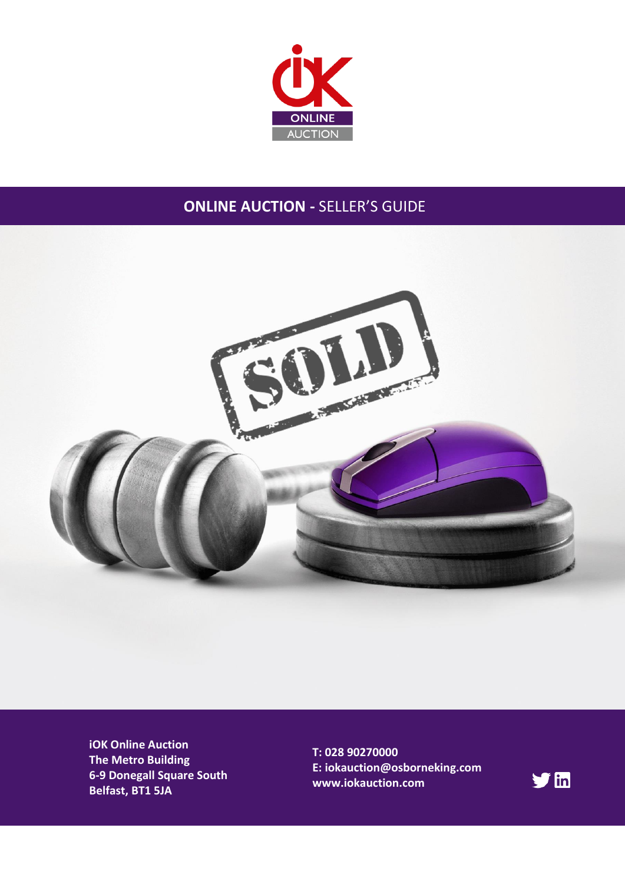# ONLINE AUCTION - SELLER'S GUIDE

**iOK Online Auction**
**The Metro Building**
**6-9 Donegall Square South**
**Belfast, BT1 5JA**

**T: 028 90270000**
**E: iokauction@osborneking.com**
**www.iokauction.com**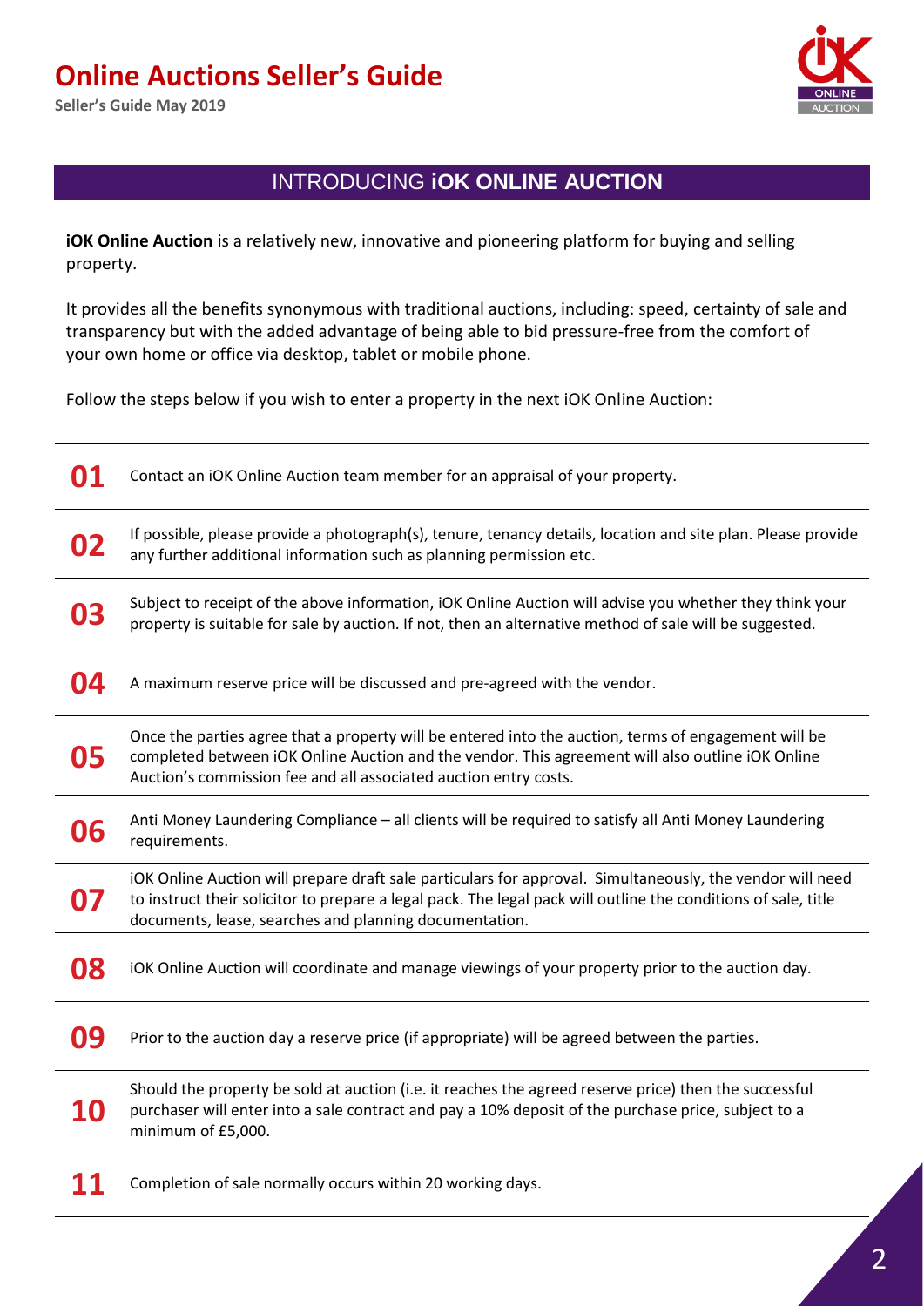# Online Auctions Seller's Guide

**Seller's Guide May 2019**

## INTRODUCING **iOK ONLINE AUCTION**

**iOK Online Auction** is a relatively new, innovative and pioneering platform for buying and selling property.

It provides all the benefits synonymous with traditional auctions, including: speed, certainty of sale and transparency but with the added advantage of being able to bid pressure-free from the comfort of your own home or office via desktop, tablet or mobile phone.

Follow the steps below if you wish to enter a property in the next iOK Online Auction:

| | |
|---|---|
| **01** | Contact an iOK Online Auction team member for an appraisal of your property. |
| **02** | If possible, please provide a photograph(s), tenure, tenancy details, location and site plan. Please provide any further additional information such as planning permission etc. |
| **03** | Subject to receipt of the above information, iOK Online Auction will advise you whether they think your property is suitable for sale by auction. If not, then an alternative method of sale will be suggested. |
| **04** | A maximum reserve price will be discussed and pre-agreed with the vendor. |
| **05** | Once the parties agree that a property will be entered into the auction, terms of engagement will be completed between iOK Online Auction and the vendor. This agreement will also outline iOK Online Auction's commission fee and all associated auction entry costs. |
| **06** | Anti Money Laundering Compliance – all clients will be required to satisfy all Anti Money Laundering requirements. |
| **07** | iOK Online Auction will prepare draft sale particulars for approval. Simultaneously, the vendor will need to instruct their solicitor to prepare a legal pack. The legal pack will outline the conditions of sale, title documents, lease, searches and planning documentation. |
| **08** | iOK Online Auction will coordinate and manage viewings of your property prior to the auction day. |
| **09** | Prior to the auction day a reserve price (if appropriate) will be agreed between the parties. |
| **10** | Should the property be sold at auction (i.e. it reaches the agreed reserve price) then the successful purchaser will enter into a sale contract and pay a 10% deposit of the purchase price, subject to a minimum of £5,000. |
| **11** | Completion of sale normally occurs within 20 working days. |